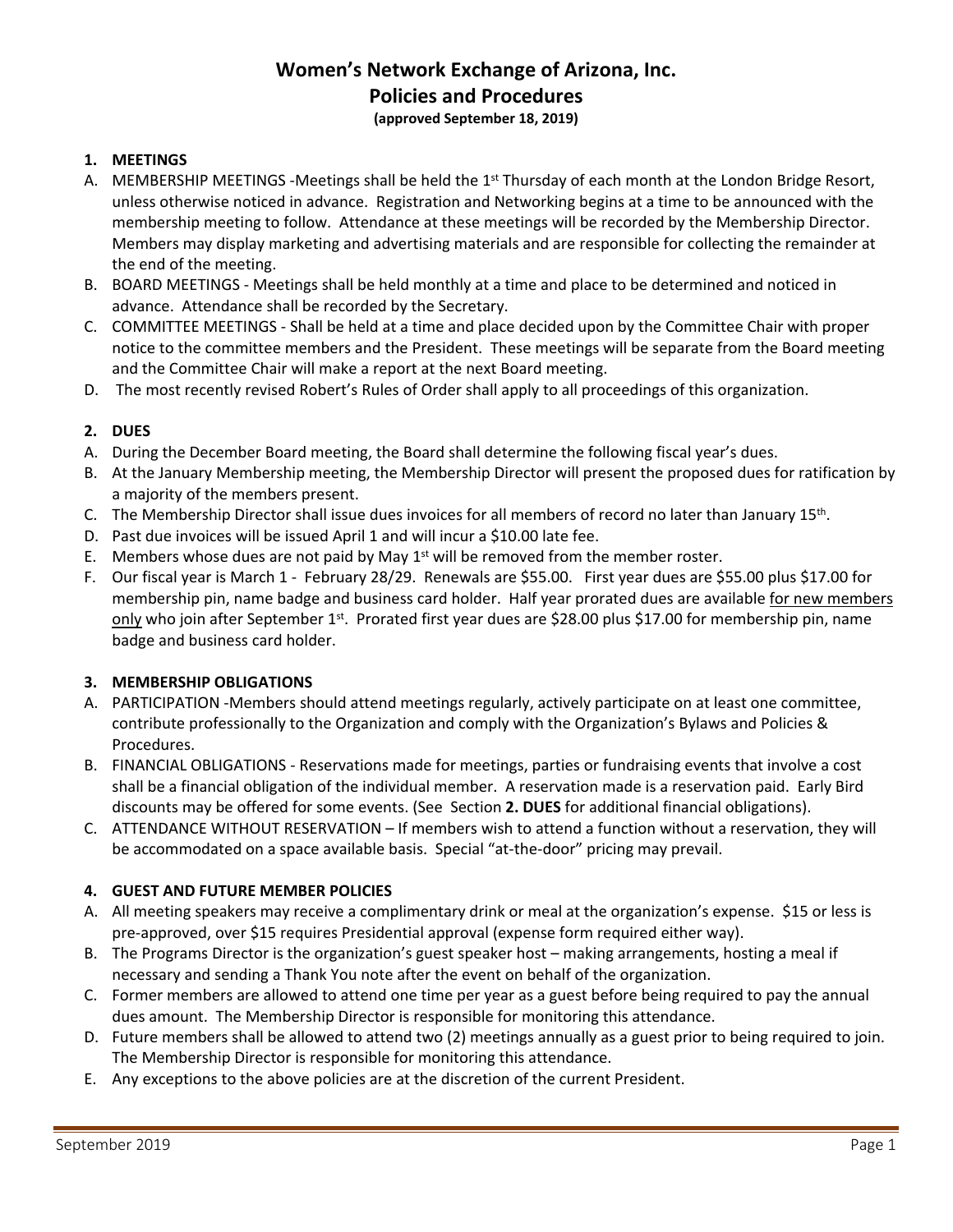# Women's Network Exchange of Arizona, Inc.
## Policies and Procedures
**(approved September 18, 2019)**

**1. MEETINGS**

A. MEMBERSHIP MEETINGS -Meetings shall be held the 1st Thursday of each month at the London Bridge Resort, unless otherwise noticed in advance. Registration and Networking begins at a time to be announced with the membership meeting to follow. Attendance at these meetings will be recorded by the Membership Director. Members may display marketing and advertising materials and are responsible for collecting the remainder at the end of the meeting.

B. BOARD MEETINGS - Meetings shall be held monthly at a time and place to be determined and noticed in advance. Attendance shall be recorded by the Secretary.

C. COMMITTEE MEETINGS - Shall be held at a time and place decided upon by the Committee Chair with proper notice to the committee members and the President. These meetings will be separate from the Board meeting and the Committee Chair will make a report at the next Board meeting.

D. The most recently revised Robert's Rules of Order shall apply to all proceedings of this organization.

**2. DUES**

A. During the December Board meeting, the Board shall determine the following fiscal year's dues.

B. At the January Membership meeting, the Membership Director will present the proposed dues for ratification by a majority of the members present.

C. The Membership Director shall issue dues invoices for all members of record no later than January 15th.

D. Past due invoices will be issued April 1 and will incur a $10.00 late fee.

E. Members whose dues are not paid by May 1st will be removed from the member roster.

F. Our fiscal year is March 1 - February 28/29. Renewals are $55.00. First year dues are $55.00 plus $17.00 for membership pin, name badge and business card holder. Half year prorated dues are available for new members only who join after September 1st. Prorated first year dues are $28.00 plus $17.00 for membership pin, name badge and business card holder.

**3. MEMBERSHIP OBLIGATIONS**

A. PARTICIPATION -Members should attend meetings regularly, actively participate on at least one committee, contribute professionally to the Organization and comply with the Organization's Bylaws and Policies & Procedures.

B. FINANCIAL OBLIGATIONS - Reservations made for meetings, parties or fundraising events that involve a cost shall be a financial obligation of the individual member. A reservation made is a reservation paid. Early Bird discounts may be offered for some events. (See Section **2. DUES** for additional financial obligations).

C. ATTENDANCE WITHOUT RESERVATION – If members wish to attend a function without a reservation, they will be accommodated on a space available basis. Special "at-the-door" pricing may prevail.

**4. GUEST AND FUTURE MEMBER POLICIES**

A. All meeting speakers may receive a complimentary drink or meal at the organization's expense. $15 or less is pre-approved, over $15 requires Presidential approval (expense form required either way).

B. The Programs Director is the organization's guest speaker host – making arrangements, hosting a meal if necessary and sending a Thank You note after the event on behalf of the organization.

C. Former members are allowed to attend one time per year as a guest before being required to pay the annual dues amount. The Membership Director is responsible for monitoring this attendance.

D. Future members shall be allowed to attend two (2) meetings annually as a guest prior to being required to join. The Membership Director is responsible for monitoring this attendance.

E. Any exceptions to the above policies are at the discretion of the current President.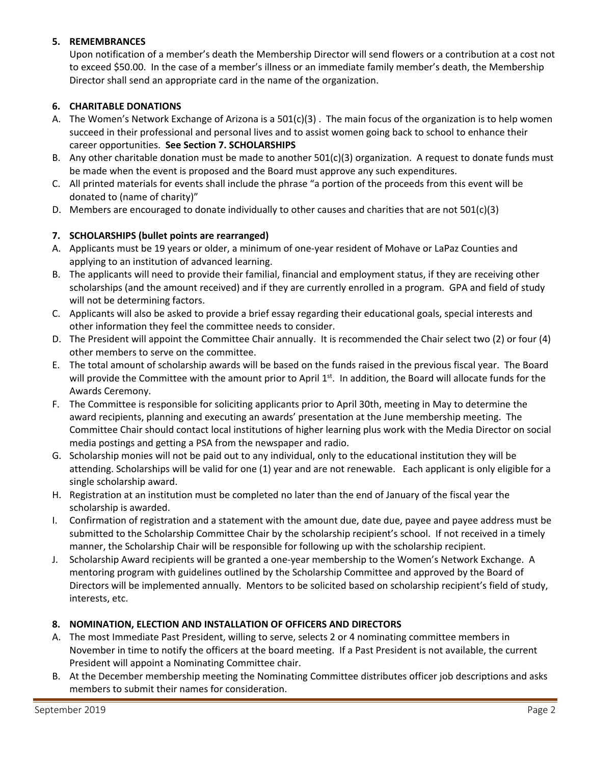## 5. REMEMBRANCES

Upon notification of a member's death the Membership Director will send flowers or a contribution at a cost not to exceed $50.00. In the case of a member's illness or an immediate family member's death, the Membership Director shall send an appropriate card in the name of the organization.

## 6. CHARITABLE DONATIONS

A. The Women's Network Exchange of Arizona is a 501(c)(3) . The main focus of the organization is to help women succeed in their professional and personal lives and to assist women going back to school to enhance their career opportunities. **See Section 7. SCHOLARSHIPS**

B. Any other charitable donation must be made to another 501(c)(3) organization. A request to donate funds must be made when the event is proposed and the Board must approve any such expenditures.

C. All printed materials for events shall include the phrase "a portion of the proceeds from this event will be donated to (name of charity)"

D. Members are encouraged to donate individually to other causes and charities that are not 501(c)(3)

## 7. SCHOLARSHIPS (bullet points are rearranged)

A. Applicants must be 19 years or older, a minimum of one-year resident of Mohave or LaPaz Counties and applying to an institution of advanced learning.

B. The applicants will need to provide their familial, financial and employment status, if they are receiving other scholarships (and the amount received) and if they are currently enrolled in a program. GPA and field of study will not be determining factors.

C. Applicants will also be asked to provide a brief essay regarding their educational goals, special interests and other information they feel the committee needs to consider.

D. The President will appoint the Committee Chair annually. It is recommended the Chair select two (2) or four (4) other members to serve on the committee.

E. The total amount of scholarship awards will be based on the funds raised in the previous fiscal year. The Board will provide the Committee with the amount prior to April 1st. In addition, the Board will allocate funds for the Awards Ceremony.

F. The Committee is responsible for soliciting applicants prior to April 30th, meeting in May to determine the award recipients, planning and executing an awards' presentation at the June membership meeting. The Committee Chair should contact local institutions of higher learning plus work with the Media Director on social media postings and getting a PSA from the newspaper and radio.

G. Scholarship monies will not be paid out to any individual, only to the educational institution they will be attending. Scholarships will be valid for one (1) year and are not renewable. Each applicant is only eligible for a single scholarship award.

H. Registration at an institution must be completed no later than the end of January of the fiscal year the scholarship is awarded.

I. Confirmation of registration and a statement with the amount due, date due, payee and payee address must be submitted to the Scholarship Committee Chair by the scholarship recipient's school. If not received in a timely manner, the Scholarship Chair will be responsible for following up with the scholarship recipient.

J. Scholarship Award recipients will be granted a one-year membership to the Women's Network Exchange. A mentoring program with guidelines outlined by the Scholarship Committee and approved by the Board of Directors will be implemented annually. Mentors to be solicited based on scholarship recipient's field of study, interests, etc.

## 8. NOMINATION, ELECTION AND INSTALLATION OF OFFICERS AND DIRECTORS

A. The most Immediate Past President, willing to serve, selects 2 or 4 nominating committee members in November in time to notify the officers at the board meeting. If a Past President is not available, the current President will appoint a Nominating Committee chair.

B. At the December membership meeting the Nominating Committee distributes officer job descriptions and asks members to submit their names for consideration.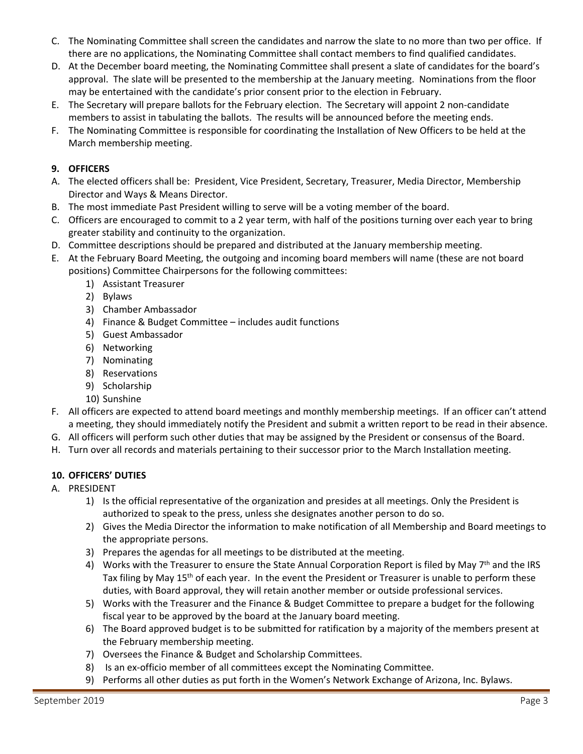C. The Nominating Committee shall screen the candidates and narrow the slate to no more than two per office. If there are no applications, the Nominating Committee shall contact members to find qualified candidates.
D. At the December board meeting, the Nominating Committee shall present a slate of candidates for the board's approval. The slate will be presented to the membership at the January meeting. Nominations from the floor may be entertained with the candidate's prior consent prior to the election in February.
E. The Secretary will prepare ballots for the February election. The Secretary will appoint 2 non-candidate members to assist in tabulating the ballots. The results will be announced before the meeting ends.
F. The Nominating Committee is responsible for coordinating the Installation of New Officers to be held at the March membership meeting.

## 9. OFFICERS

A. The elected officers shall be: President, Vice President, Secretary, Treasurer, Media Director, Membership Director and Ways & Means Director.
B. The most immediate Past President willing to serve will be a voting member of the board.
C. Officers are encouraged to commit to a 2 year term, with half of the positions turning over each year to bring greater stability and continuity to the organization.
D. Committee descriptions should be prepared and distributed at the January membership meeting.
E. At the February Board Meeting, the outgoing and incoming board members will name (these are not board positions) Committee Chairpersons for the following committees:
    1) Assistant Treasurer
    2) Bylaws
    3) Chamber Ambassador
    4) Finance & Budget Committee – includes audit functions
    5) Guest Ambassador
    6) Networking
    7) Nominating
    8) Reservations
    9) Scholarship
    10) Sunshine
F. All officers are expected to attend board meetings and monthly membership meetings. If an officer can't attend a meeting, they should immediately notify the President and submit a written report to be read in their absence.
G. All officers will perform such other duties that may be assigned by the President or consensus of the Board.
H. Turn over all records and materials pertaining to their successor prior to the March Installation meeting.

## 10. OFFICERS' DUTIES

A. PRESIDENT
    1) Is the official representative of the organization and presides at all meetings. Only the President is authorized to speak to the press, unless she designates another person to do so.
    2) Gives the Media Director the information to make notification of all Membership and Board meetings to the appropriate persons.
    3) Prepares the agendas for all meetings to be distributed at the meeting.
    4) Works with the Treasurer to ensure the State Annual Corporation Report is filed by May 7th and the IRS Tax filing by May 15th of each year. In the event the President or Treasurer is unable to perform these duties, with Board approval, they will retain another member or outside professional services.
    5) Works with the Treasurer and the Finance & Budget Committee to prepare a budget for the following fiscal year to be approved by the board at the January board meeting.
    6) The Board approved budget is to be submitted for ratification by a majority of the members present at the February membership meeting.
    7) Oversees the Finance & Budget and Scholarship Committees.
    8) Is an ex-officio member of all committees except the Nominating Committee.
    9) Performs all other duties as put forth in the Women's Network Exchange of Arizona, Inc. Bylaws.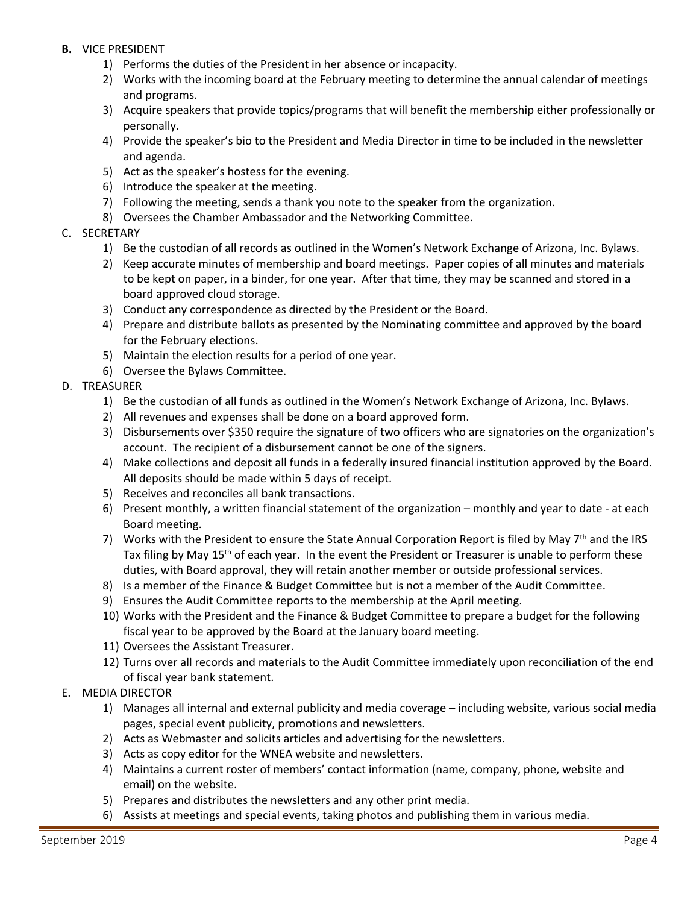**B.** VICE PRESIDENT

1) Performs the duties of the President in her absence or incapacity.
2) Works with the incoming board at the February meeting to determine the annual calendar of meetings and programs.
3) Acquire speakers that provide topics/programs that will benefit the membership either professionally or personally.
4) Provide the speaker's bio to the President and Media Director in time to be included in the newsletter and agenda.
5) Act as the speaker's hostess for the evening.
6) Introduce the speaker at the meeting.
7) Following the meeting, sends a thank you note to the speaker from the organization.
8) Oversees the Chamber Ambassador and the Networking Committee.

C. SECRETARY

1) Be the custodian of all records as outlined in the Women's Network Exchange of Arizona, Inc. Bylaws.
2) Keep accurate minutes of membership and board meetings. Paper copies of all minutes and materials to be kept on paper, in a binder, for one year. After that time, they may be scanned and stored in a board approved cloud storage.
3) Conduct any correspondence as directed by the President or the Board.
4) Prepare and distribute ballots as presented by the Nominating committee and approved by the board for the February elections.
5) Maintain the election results for a period of one year.
6) Oversee the Bylaws Committee.

D. TREASURER

1) Be the custodian of all funds as outlined in the Women's Network Exchange of Arizona, Inc. Bylaws.
2) All revenues and expenses shall be done on a board approved form.
3) Disbursements over $350 require the signature of two officers who are signatories on the organization's account. The recipient of a disbursement cannot be one of the signers.
4) Make collections and deposit all funds in a federally insured financial institution approved by the Board. All deposits should be made within 5 days of receipt.
5) Receives and reconciles all bank transactions.
6) Present monthly, a written financial statement of the organization – monthly and year to date - at each Board meeting.
7) Works with the President to ensure the State Annual Corporation Report is filed by May 7th and the IRS Tax filing by May 15th of each year. In the event the President or Treasurer is unable to perform these duties, with Board approval, they will retain another member or outside professional services.
8) Is a member of the Finance & Budget Committee but is not a member of the Audit Committee.
9) Ensures the Audit Committee reports to the membership at the April meeting.
10) Works with the President and the Finance & Budget Committee to prepare a budget for the following fiscal year to be approved by the Board at the January board meeting.
11) Oversees the Assistant Treasurer.
12) Turns over all records and materials to the Audit Committee immediately upon reconciliation of the end of fiscal year bank statement.

E. MEDIA DIRECTOR

1) Manages all internal and external publicity and media coverage – including website, various social media pages, special event publicity, promotions and newsletters.
2) Acts as Webmaster and solicits articles and advertising for the newsletters.
3) Acts as copy editor for the WNEA website and newsletters.
4) Maintains a current roster of members' contact information (name, company, phone, website and email) on the website.
5) Prepares and distributes the newsletters and any other print media.
6) Assists at meetings and special events, taking photos and publishing them in various media.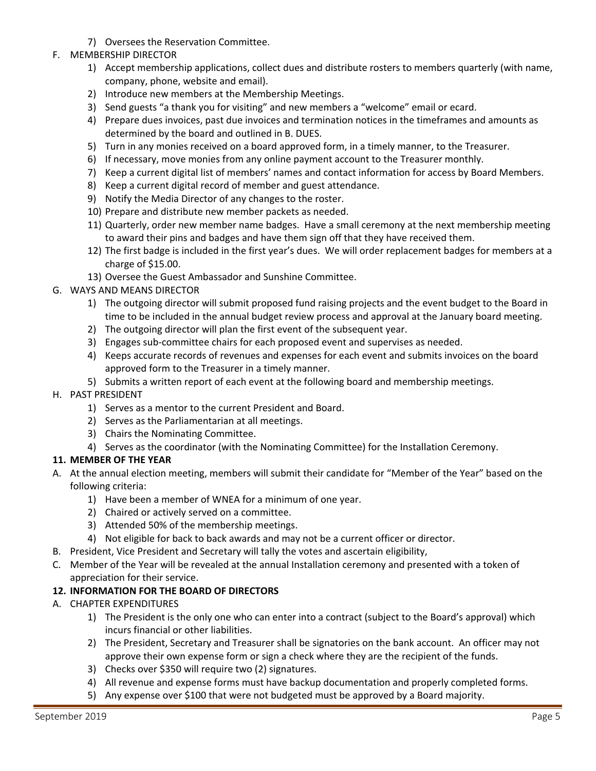7) Oversees the Reservation Committee.

F. MEMBERSHIP DIRECTOR
   1) Accept membership applications, collect dues and distribute rosters to members quarterly (with name, company, phone, website and email).
   2) Introduce new members at the Membership Meetings.
   3) Send guests "a thank you for visiting" and new members a "welcome" email or ecard.
   4) Prepare dues invoices, past due invoices and termination notices in the timeframes and amounts as determined by the board and outlined in B. DUES.
   5) Turn in any monies received on a board approved form, in a timely manner, to the Treasurer.
   6) If necessary, move monies from any online payment account to the Treasurer monthly.
   7) Keep a current digital list of members' names and contact information for access by Board Members.
   8) Keep a current digital record of member and guest attendance.
   9) Notify the Media Director of any changes to the roster.
   10) Prepare and distribute new member packets as needed.
   11) Quarterly, order new member name badges. Have a small ceremony at the next membership meeting to award their pins and badges and have them sign off that they have received them.
   12) The first badge is included in the first year's dues. We will order replacement badges for members at a charge of $15.00.
   13) Oversee the Guest Ambassador and Sunshine Committee.

G. WAYS AND MEANS DIRECTOR
   1) The outgoing director will submit proposed fund raising projects and the event budget to the Board in time to be included in the annual budget review process and approval at the January board meeting.
   2) The outgoing director will plan the first event of the subsequent year.
   3) Engages sub-committee chairs for each proposed event and supervises as needed.
   4) Keeps accurate records of revenues and expenses for each event and submits invoices on the board approved form to the Treasurer in a timely manner.
   5) Submits a written report of each event at the following board and membership meetings.

H. PAST PRESIDENT
   1) Serves as a mentor to the current President and Board.
   2) Serves as the Parliamentarian at all meetings.
   3) Chairs the Nominating Committee.
   4) Serves as the coordinator (with the Nominating Committee) for the Installation Ceremony.

**11. MEMBER OF THE YEAR**

A. At the annual election meeting, members will submit their candidate for "Member of the Year" based on the following criteria:
   1) Have been a member of WNEA for a minimum of one year.
   2) Chaired or actively served on a committee.
   3) Attended 50% of the membership meetings.
   4) Not eligible for back to back awards and may not be a current officer or director.

B. President, Vice President and Secretary will tally the votes and ascertain eligibility,

C. Member of the Year will be revealed at the annual Installation ceremony and presented with a token of appreciation for their service.

**12. INFORMATION FOR THE BOARD OF DIRECTORS**

A. CHAPTER EXPENDITURES
   1) The President is the only one who can enter into a contract (subject to the Board's approval) which incurs financial or other liabilities.
   2) The President, Secretary and Treasurer shall be signatories on the bank account. An officer may not approve their own expense form or sign a check where they are the recipient of the funds.
   3) Checks over $350 will require two (2) signatures.
   4) All revenue and expense forms must have backup documentation and properly completed forms.
   5) Any expense over $100 that were not budgeted must be approved by a Board majority.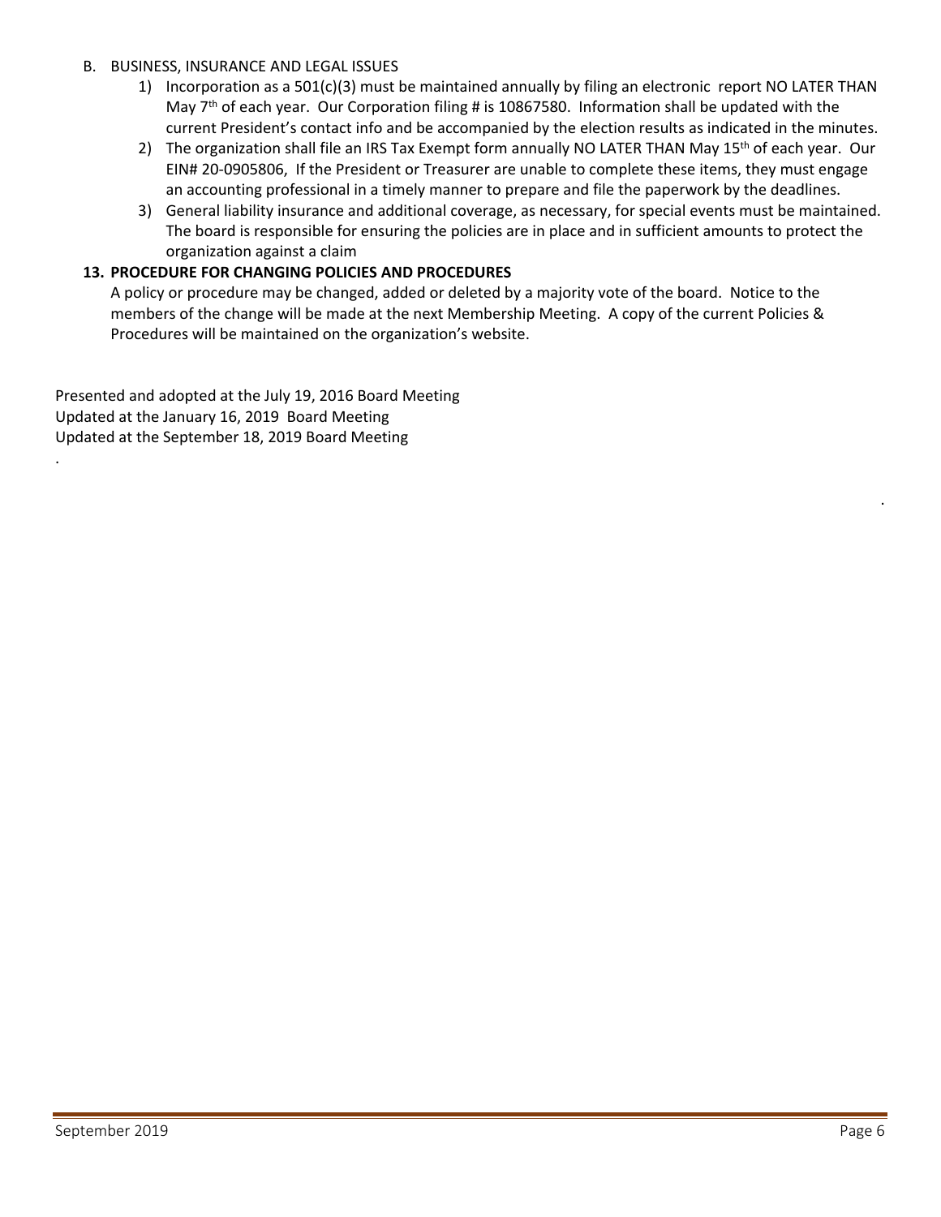B. BUSINESS, INSURANCE AND LEGAL ISSUES

   1) Incorporation as a 501(c)(3) must be maintained annually by filing an electronic report NO LATER THAN May 7th of each year. Our Corporation filing # is 10867580. Information shall be updated with the current President's contact info and be accompanied by the election results as indicated in the minutes.
   2) The organization shall file an IRS Tax Exempt form annually NO LATER THAN May 15th of each year. Our EIN# 20-0905806, If the President or Treasurer are unable to complete these items, they must engage an accounting professional in a timely manner to prepare and file the paperwork by the deadlines.
   3) General liability insurance and additional coverage, as necessary, for special events must be maintained. The board is responsible for ensuring the policies are in place and in sufficient amounts to protect the organization against a claim

**13. PROCEDURE FOR CHANGING POLICIES AND PROCEDURES**

A policy or procedure may be changed, added or deleted by a majority vote of the board. Notice to the members of the change will be made at the next Membership Meeting. A copy of the current Policies & Procedures will be maintained on the organization's website.

Presented and adopted at the July 19, 2016 Board Meeting
Updated at the January 16, 2019 Board Meeting
Updated at the September 18, 2019 Board Meeting

.

.

September 2019